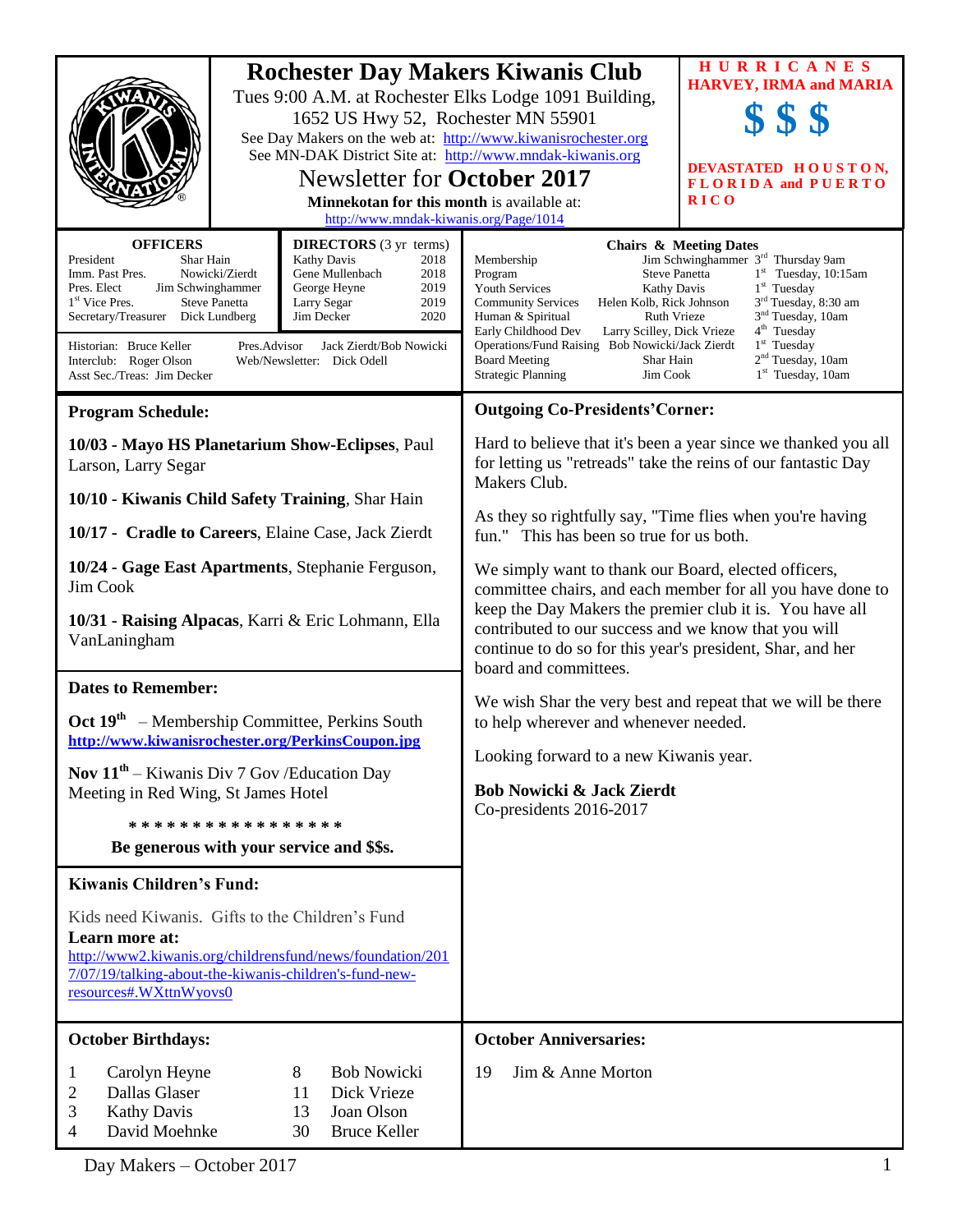# Rochester Day Makers Kiwanis Club

Tues 9:00 A.M. at Rochester Elks Lodge 1091 Building, 1652 US Hwy 52, Rochester MN 55901

See Day Makers on the web at: http://www.kiwanisrochester.org

See MN-DAK District Site at: http://www.mndak-kiwanis.org

## Newsletter for October 2017

**Minnekotan for this month** is available at: http://www.mndak-kiwanis.org/Page/1014

**HURRICANES HARVEY, IRMA and MARIA**

**$ $ $**

**DEVASTATED HOUSTON, FLORIDA and PUERTO RICO**

| OFFICERS | |
|---|---|
| President | Shar Hain |
| Imm. Past Pres. | Nowicki/Zierdt |
| Pres. Elect | Jim Schwinghammer |
| 1st Vice Pres. | Steve Panetta |
| Secretary/Treasurer | Dick Lundberg |

| DIRECTORS (3 yr terms) | |
|---|---|
| Kathy Davis | 2018 |
| Gene Mullenbach | 2018 |
| George Heyne | 2019 |
| Larry Segar | 2019 |
| Jim Decker | 2020 |

Historian: Bruce Keller
Interclub: Roger Olson
Asst Sec./Treas: Jim Decker
Pres.Advisor: Jack Zierdt/Bob Nowicki
Web/Newsletter: Dick Odell

| Chairs & Meeting Dates | | |
|---|---|---|
| Membership | Jim Schwinghammer | 3rd Thursday 9am |
| Program | Steve Panetta | 1st Tuesday, 10:15am |
| Youth Services | Kathy Davis | 1st Tuesday |
| Community Services | Helen Kolb, Rick Johnson | 3rd Tuesday, 8:30 am |
| Human & Spiritual | Ruth Vrieze | 3rd Tuesday, 10am |
| Early Childhood Dev | Larry Scilley, Dick Vrieze | 4th Tuesday |
| Operations/Fund Raising | Bob Nowicki/Jack Zierdt | 1st Tuesday |
| Board Meeting | Shar Hain | 2nd Tuesday, 10am |
| Strategic Planning | Jim Cook | 1st Tuesday, 10am |

## Program Schedule:

**10/03 - Mayo HS Planetarium Show-Eclipses**, Paul Larson, Larry Segar

**10/10 - Kiwanis Child Safety Training**, Shar Hain

**10/17 - Cradle to Careers**, Elaine Case, Jack Zierdt

**10/24 - Gage East Apartments**, Stephanie Ferguson, Jim Cook

**10/31 - Raising Alpacas**, Karri & Eric Lohmann, Ella VanLaningham

## Dates to Remember:

**Oct 19th** – Membership Committee, Perkins South
**http://www.kiwanisrochester.org/PerkinsCoupon.jpg**

**Nov 11th** – Kiwanis Div 7 Gov /Education Day Meeting in Red Wing, St James Hotel

\* \* \* \* \* \* \* \* \* \* \* \* \* \* \* \*

**Be generous with your service and $$s.**

## Kiwanis Children's Fund:

Kids need Kiwanis. Gifts to the Children's Fund
**Learn more at:**
http://www2.kiwanis.org/childrensfund/news/foundation/2017/07/19/talking-about-the-kiwanis-children's-fund-new-resources#.WXttnWyovs0

## Outgoing Co-Presidents'Corner:

Hard to believe that it's been a year since we thanked you all for letting us "retreads" take the reins of our fantastic Day Makers Club.

As they so rightfully say, "Time flies when you're having fun." This has been so true for us both.

We simply want to thank our Board, elected officers, committee chairs, and each member for all you have done to keep the Day Makers the premier club it is. You have all contributed to our success and we know that you will continue to do so for this year's president, Shar, and her board and committees.

We wish Shar the very best and repeat that we will be there to help wherever and whenever needed.

Looking forward to a new Kiwanis year.

**Bob Nowicki & Jack Zierdt**
Co-presidents 2016-2017

## October Birthdays:

| | | | |
|---|---|---|---|
| 1 | Carolyn Heyne | 8 | Bob Nowicki |
| 2 | Dallas Glaser | 11 | Dick Vrieze |
| 3 | Kathy Davis | 13 | Joan Olson |
| 4 | David Moehnke | 30 | Bruce Keller |

## October Anniversaries:

19 Jim & Anne Morton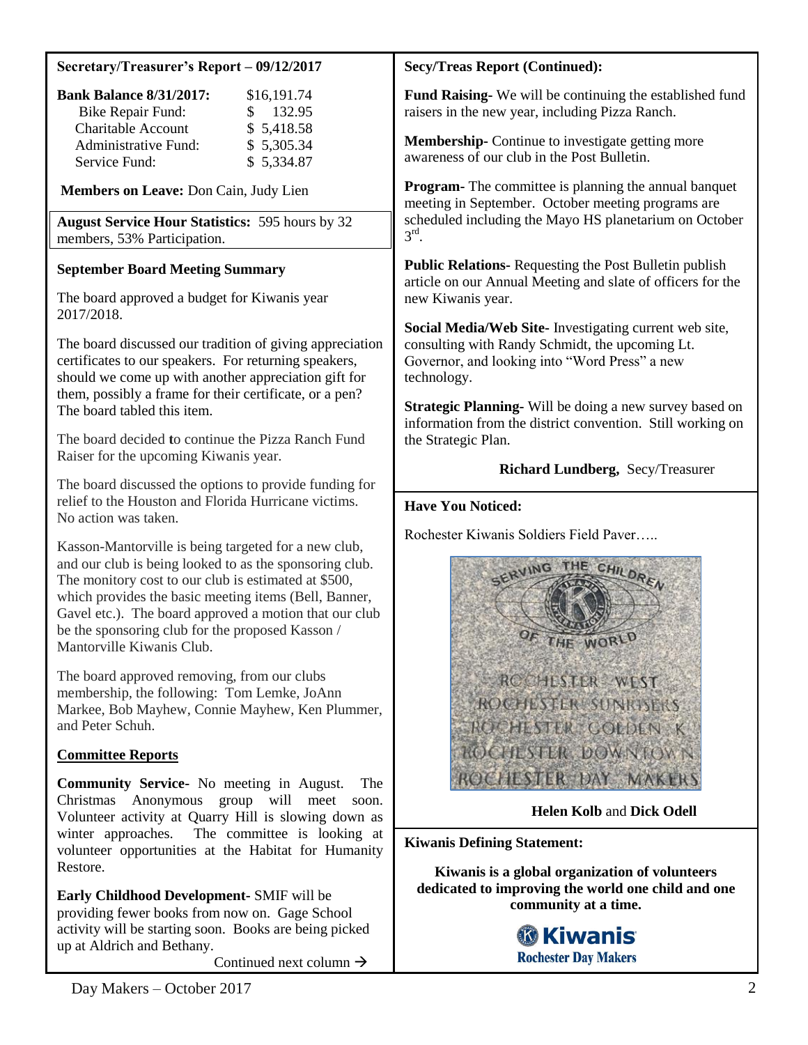## Secretary/Treasurer's Report – 09/12/2017

| **Bank Balance 8/31/2017:** | $16,191.74 |
| --- | --- |
| Bike Repair Fund: | $ 132.95 |
| Charitable Account | $ 5,418.58 |
| Administrative Fund: | $ 5,305.34 |
| Service Fund: | $ 5,334.87 |

**Members on Leave:** Don Cain, Judy Lien

**August Service Hour Statistics:** 595 hours by 32 members, 53% Participation.

### September Board Meeting Summary

The board approved a budget for Kiwanis year 2017/2018.

The board discussed our tradition of giving appreciation certificates to our speakers. For returning speakers, should we come up with another appreciation gift for them, possibly a frame for their certificate, or a pen? The board tabled this item.

The board decided to continue the Pizza Ranch Fund Raiser for the upcoming Kiwanis year.

The board discussed the options to provide funding for relief to the Houston and Florida Hurricane victims. No action was taken.

Kasson-Mantorville is being targeted for a new club, and our club is being looked to as the sponsoring club. The monitory cost to our club is estimated at $500, which provides the basic meeting items (Bell, Banner, Gavel etc.). The board approved a motion that our club be the sponsoring club for the proposed Kasson / Mantorville Kiwanis Club.

The board approved removing, from our clubs membership, the following: Tom Lemke, JoAnn Markee, Bob Mayhew, Connie Mayhew, Ken Plummer, and Peter Schuh.

### Committee Reports

**Community Service**- No meeting in August. The Christmas Anonymous group will meet soon. Volunteer activity at Quarry Hill is slowing down as winter approaches. The committee is looking at volunteer opportunities at the Habitat for Humanity Restore.

**Early Childhood Development**- SMIF will be providing fewer books from now on. Gage School activity will be starting soon. Books are being picked up at Aldrich and Bethany.

Continued next column →

## Secy/Treas Report (Continued):

**Fund Raising**- We will be continuing the established fund raisers in the new year, including Pizza Ranch.

**Membership**- Continue to investigate getting more awareness of our club in the Post Bulletin.

**Program**- The committee is planning the annual banquet meeting in September. October meeting programs are scheduled including the Mayo HS planetarium on October 3rd.

**Public Relations**- Requesting the Post Bulletin publish article on our Annual Meeting and slate of officers for the new Kiwanis year.

**Social Media/Web Site**- Investigating current web site, consulting with Randy Schmidt, the upcoming Lt. Governor, and looking into "Word Press" a new technology.

**Strategic Planning**- Will be doing a new survey based on information from the district convention. Still working on the Strategic Plan.

**Richard Lundberg,** Secy/Treasurer

## Have You Noticed:

Rochester Kiwanis Soldiers Field Paver…..

SERVING THE CHILDREN OF THE WORLD

ROCHESTER WEST
ROCHESTER SUNRISERS
ROCHESTER GOLDEN K
ROCHESTER DOWNTOWN
ROCHESTER DAY MAKERS

**Helen Kolb** and **Dick Odell**

## Kiwanis Defining Statement:

**Kiwanis is a global organization of volunteers dedicated to improving the world one child and one community at a time.**

**Kiwanis**
**Rochester Day Makers**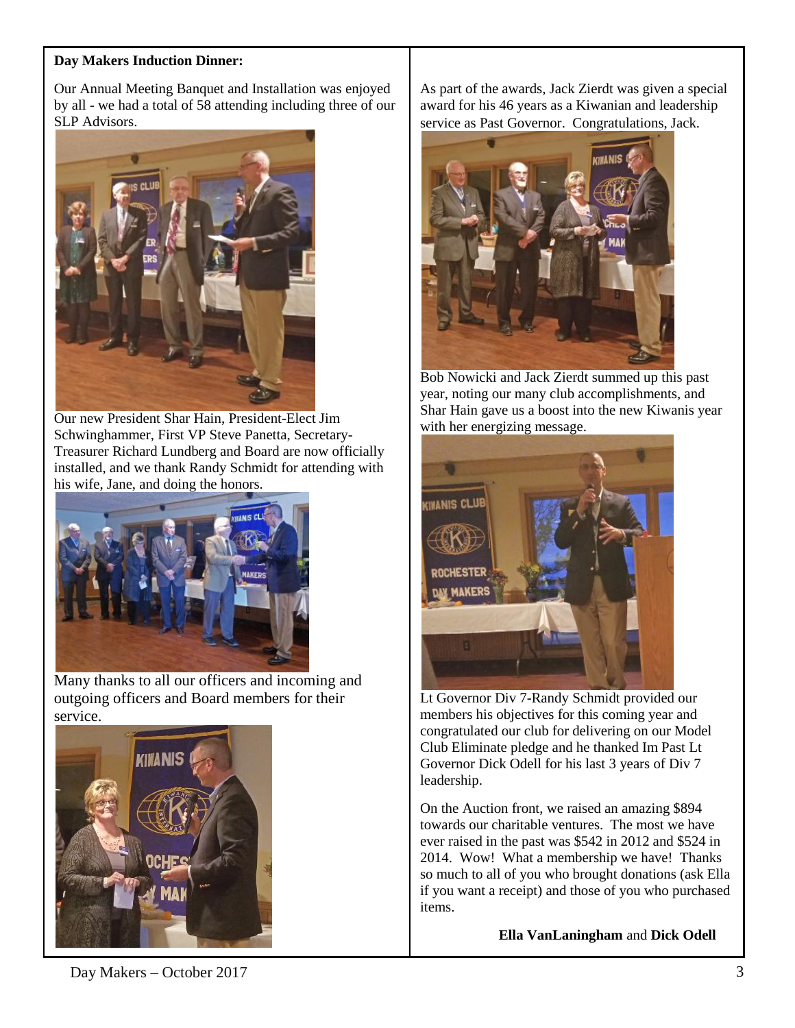**Day Makers Induction Dinner:**

Our Annual Meeting Banquet and Installation was enjoyed by all - we had a total of 58 attending including three of our SLP Advisors.

Our new President Shar Hain, President-Elect Jim Schwinghammer, First VP Steve Panetta, Secretary-Treasurer Richard Lundberg and Board are now officially installed, and we thank Randy Schmidt for attending with his wife, Jane, and doing the honors.

Many thanks to all our officers and incoming and outgoing officers and Board members for their service.

As part of the awards, Jack Zierdt was given a special award for his 46 years as a Kiwanian and leadership service as Past Governor. Congratulations, Jack.

Bob Nowicki and Jack Zierdt summed up this past year, noting our many club accomplishments, and Shar Hain gave us a boost into the new Kiwanis year with her energizing message.

Lt Governor Div 7-Randy Schmidt provided our members his objectives for this coming year and congratulated our club for delivering on our Model Club Eliminate pledge and he thanked Im Past Lt Governor Dick Odell for his last 3 years of Div 7 leadership.

On the Auction front, we raised an amazing $894 towards our charitable ventures. The most we have ever raised in the past was $542 in 2012 and $524 in 2014. Wow! What a membership we have! Thanks so much to all of you who brought donations (ask Ella if you want a receipt) and those of you who purchased items.

**Ella VanLaningham** and **Dick Odell**